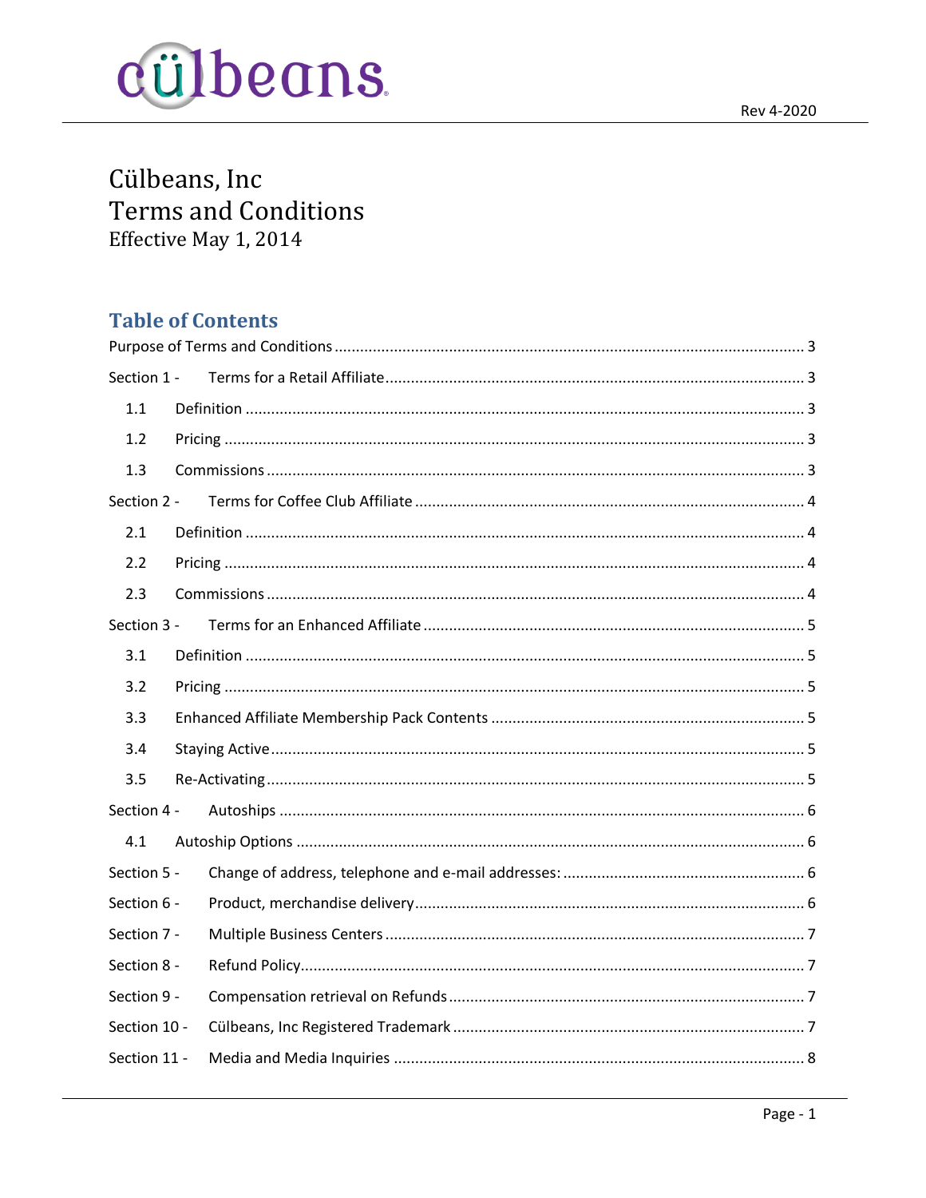# Cülbeans, Inc
# Terms and Conditions
Effective May 1, 2014

## Table of Contents

Purpose of Terms and Conditions ........ 3

Section 1 - Terms for a Retail Affiliate ........ 3

- 1.1 Definition ........ 3
- 1.2 Pricing ........ 3
- 1.3 Commissions ........ 3

Section 2 - Terms for Coffee Club Affiliate ........ 4

- 2.1 Definition ........ 4
- 2.2 Pricing ........ 4
- 2.3 Commissions ........ 4

Section 3 - Terms for an Enhanced Affiliate ........ 5

- 3.1 Definition ........ 5
- 3.2 Pricing ........ 5
- 3.3 Enhanced Affiliate Membership Pack Contents ........ 5
- 3.4 Staying Active ........ 5
- 3.5 Re-Activating ........ 5

Section 4 - Autoships ........ 6

- 4.1 Autoship Options ........ 6

Section 5 - Change of address, telephone and e-mail addresses: ........ 6

Section 6 - Product, merchandise delivery ........ 6

Section 7 - Multiple Business Centers ........ 7

Section 8 - Refund Policy ........ 7

Section 9 - Compensation retrieval on Refunds ........ 7

Section 10 - Cülbeans, Inc Registered Trademark ........ 7

Section 11 - Media and Media Inquiries ........ 8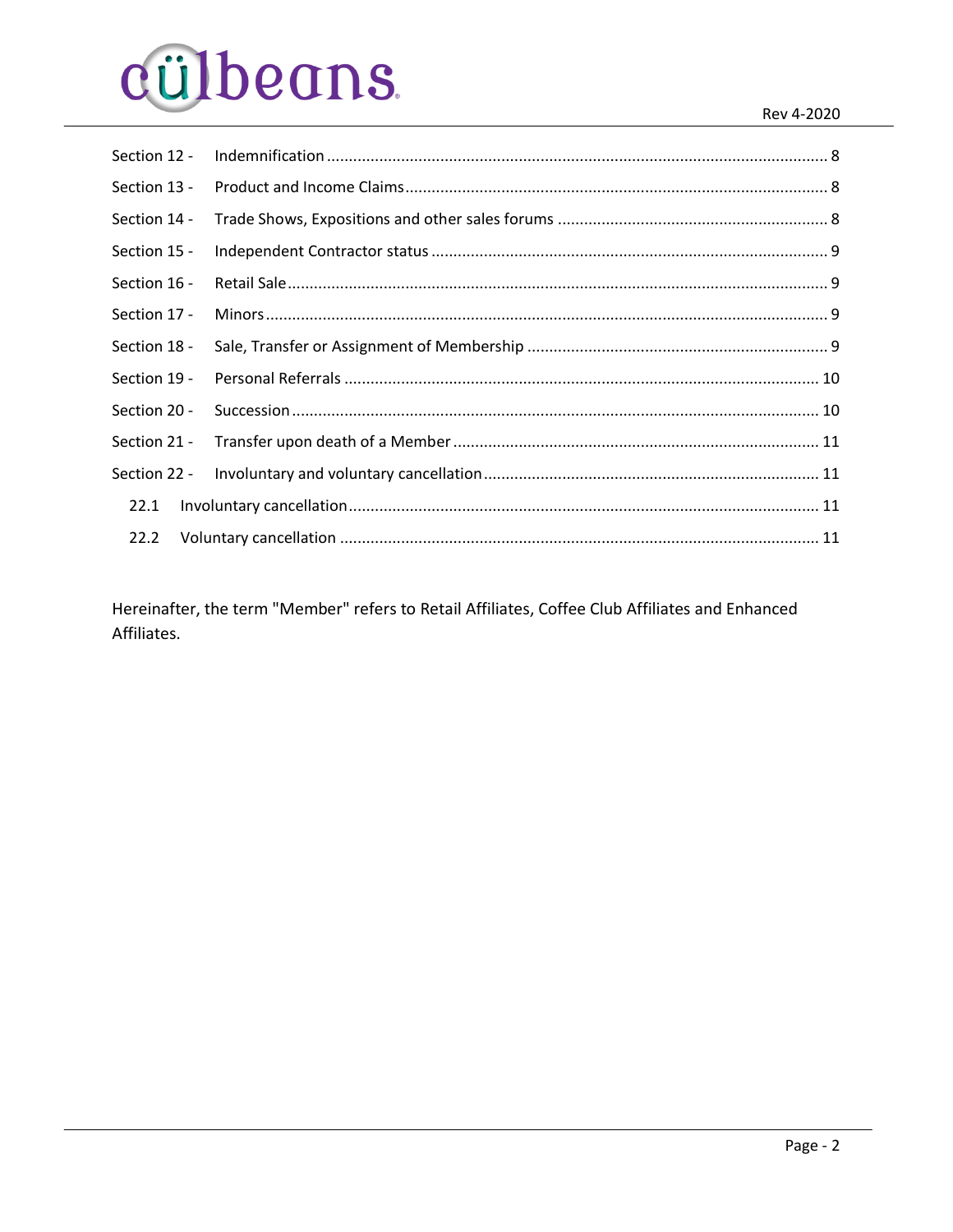| | | |
|---|---|---|
| Section 12 - | Indemnification | 8 |
| Section 13 - | Product and Income Claims | 8 |
| Section 14 - | Trade Shows, Expositions and other sales forums | 8 |
| Section 15 - | Independent Contractor status | 9 |
| Section 16 - | Retail Sale | 9 |
| Section 17 - | Minors | 9 |
| Section 18 - | Sale, Transfer or Assignment of Membership | 9 |
| Section 19 - | Personal Referrals | 10 |
| Section 20 - | Succession | 10 |
| Section 21 - | Transfer upon death of a Member | 11 |
| Section 22 - | Involuntary and voluntary cancellation | 11 |
| 22.1 | Involuntary cancellation | 11 |
| 22.2 | Voluntary cancellation | 11 |

Hereinafter, the term "Member" refers to Retail Affiliates, Coffee Club Affiliates and Enhanced Affiliates.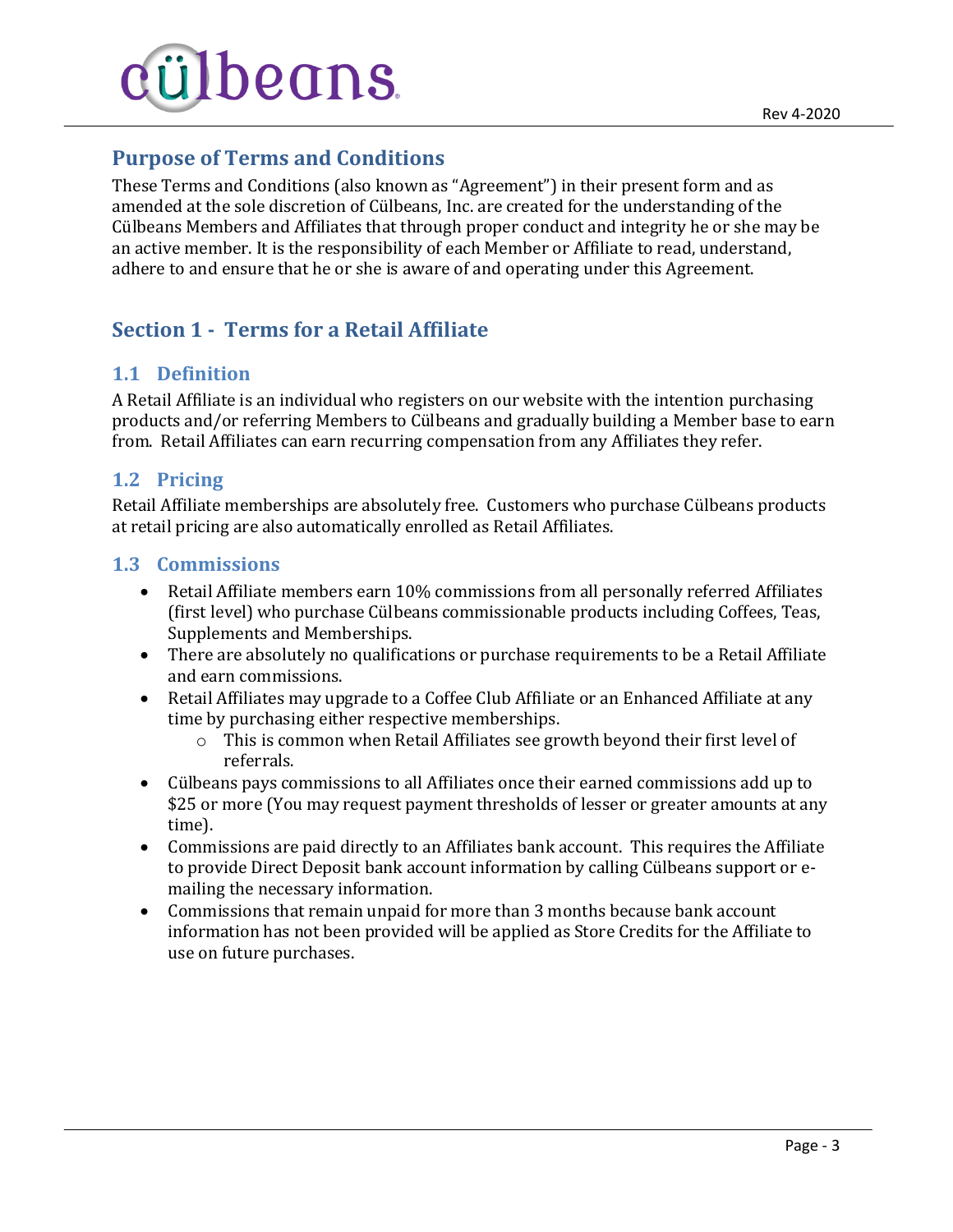## Purpose of Terms and Conditions

These Terms and Conditions (also known as "Agreement") in their present form and as amended at the sole discretion of Cülbeans, Inc. are created for the understanding of the Cülbeans Members and Affiliates that through proper conduct and integrity he or she may be an active member. It is the responsibility of each Member or Affiliate to read, understand, adhere to and ensure that he or she is aware of and operating under this Agreement.

## Section 1 - Terms for a Retail Affiliate

### 1.1 Definition

A Retail Affiliate is an individual who registers on our website with the intention purchasing products and/or referring Members to Cülbeans and gradually building a Member base to earn from. Retail Affiliates can earn recurring compensation from any Affiliates they refer.

### 1.2 Pricing

Retail Affiliate memberships are absolutely free. Customers who purchase Cülbeans products at retail pricing are also automatically enrolled as Retail Affiliates.

### 1.3 Commissions

- Retail Affiliate members earn 10% commissions from all personally referred Affiliates (first level) who purchase Cülbeans commissionable products including Coffees, Teas, Supplements and Memberships.
- There are absolutely no qualifications or purchase requirements to be a Retail Affiliate and earn commissions.
- Retail Affiliates may upgrade to a Coffee Club Affiliate or an Enhanced Affiliate at any time by purchasing either respective memberships.
  - This is common when Retail Affiliates see growth beyond their first level of referrals.
- Cülbeans pays commissions to all Affiliates once their earned commissions add up to $25 or more (You may request payment thresholds of lesser or greater amounts at any time).
- Commissions are paid directly to an Affiliates bank account. This requires the Affiliate to provide Direct Deposit bank account information by calling Cülbeans support or e-mailing the necessary information.
- Commissions that remain unpaid for more than 3 months because bank account information has not been provided will be applied as Store Credits for the Affiliate to use on future purchases.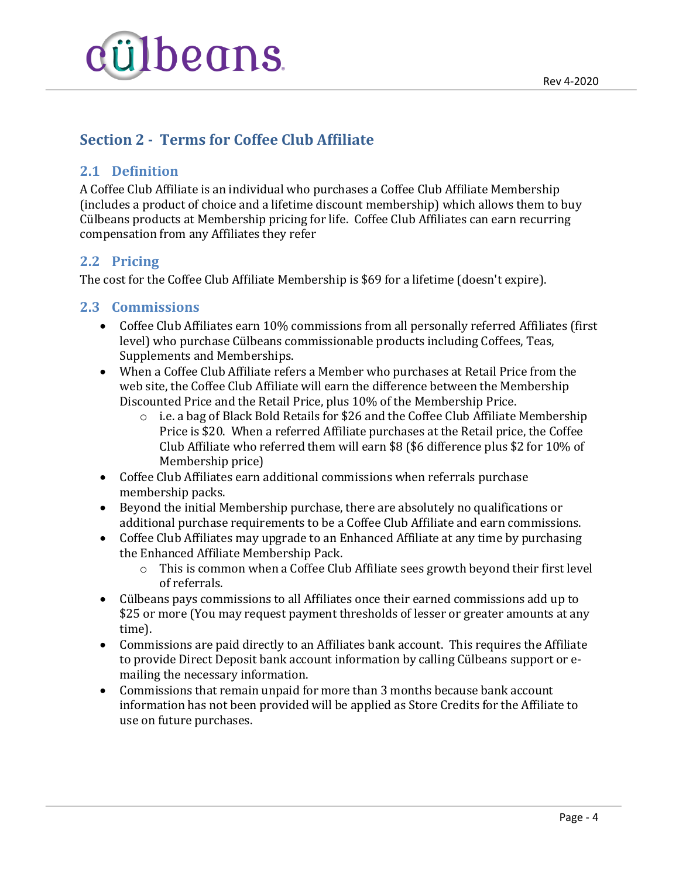## Section 2 - Terms for Coffee Club Affiliate

### 2.1 Definition

A Coffee Club Affiliate is an individual who purchases a Coffee Club Affiliate Membership (includes a product of choice and a lifetime discount membership) which allows them to buy Cülbeans products at Membership pricing for life. Coffee Club Affiliates can earn recurring compensation from any Affiliates they refer

### 2.2 Pricing

The cost for the Coffee Club Affiliate Membership is $69 for a lifetime (doesn't expire).

### 2.3 Commissions

- Coffee Club Affiliates earn 10% commissions from all personally referred Affiliates (first level) who purchase Cülbeans commissionable products including Coffees, Teas, Supplements and Memberships.
- When a Coffee Club Affiliate refers a Member who purchases at Retail Price from the web site, the Coffee Club Affiliate will earn the difference between the Membership Discounted Price and the Retail Price, plus 10% of the Membership Price.
    - i.e. a bag of Black Bold Retails for $26 and the Coffee Club Affiliate Membership Price is $20. When a referred Affiliate purchases at the Retail price, the Coffee Club Affiliate who referred them will earn $8 ($6 difference plus $2 for 10% of Membership price)
- Coffee Club Affiliates earn additional commissions when referrals purchase membership packs.
- Beyond the initial Membership purchase, there are absolutely no qualifications or additional purchase requirements to be a Coffee Club Affiliate and earn commissions.
- Coffee Club Affiliates may upgrade to an Enhanced Affiliate at any time by purchasing the Enhanced Affiliate Membership Pack.
    - This is common when a Coffee Club Affiliate sees growth beyond their first level of referrals.
- Cülbeans pays commissions to all Affiliates once their earned commissions add up to $25 or more (You may request payment thresholds of lesser or greater amounts at any time).
- Commissions are paid directly to an Affiliates bank account. This requires the Affiliate to provide Direct Deposit bank account information by calling Cülbeans support or e-mailing the necessary information.
- Commissions that remain unpaid for more than 3 months because bank account information has not been provided will be applied as Store Credits for the Affiliate to use on future purchases.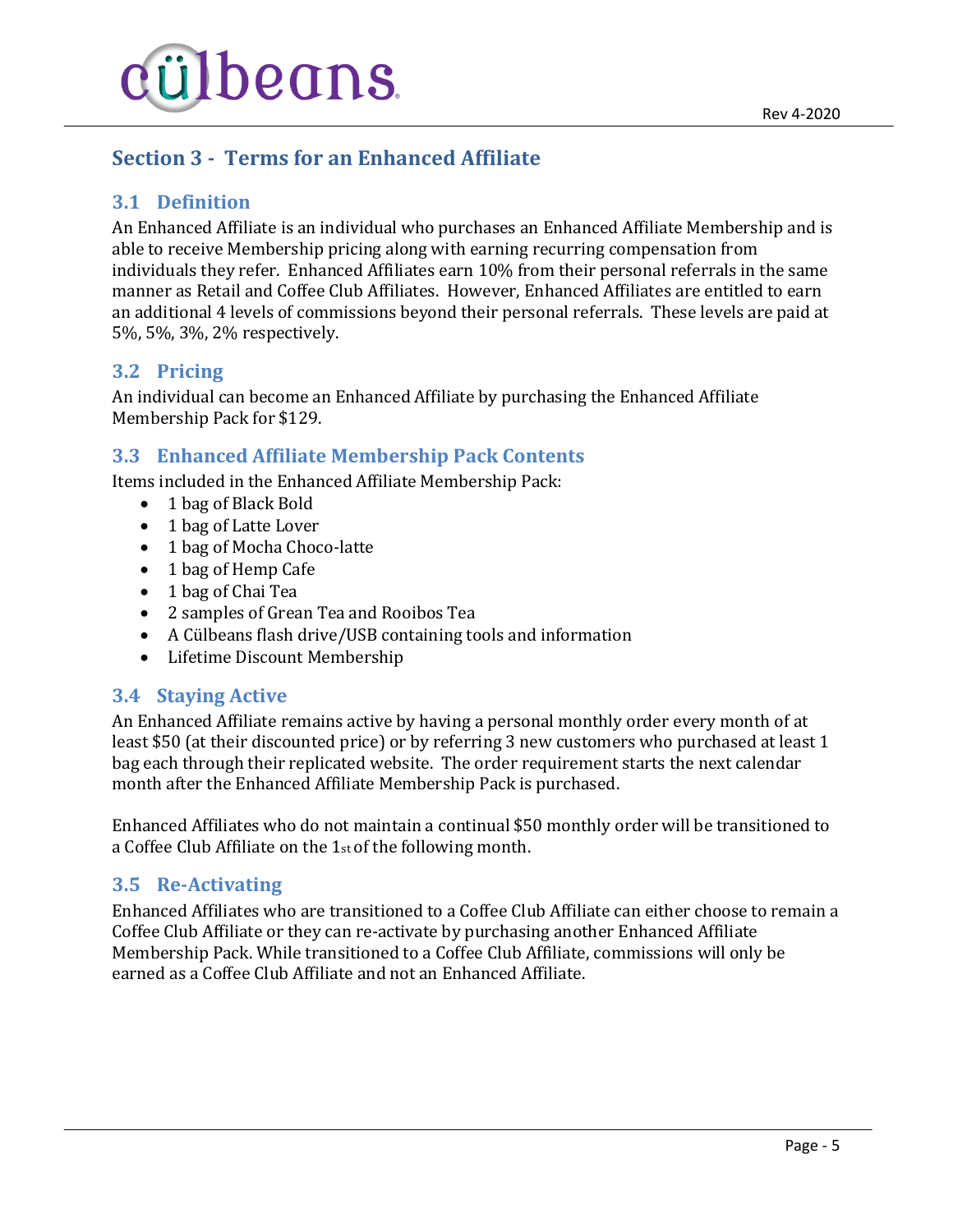## Section 3 - Terms for an Enhanced Affiliate

### 3.1 Definition

An Enhanced Affiliate is an individual who purchases an Enhanced Affiliate Membership and is able to receive Membership pricing along with earning recurring compensation from individuals they refer. Enhanced Affiliates earn 10% from their personal referrals in the same manner as Retail and Coffee Club Affiliates. However, Enhanced Affiliates are entitled to earn an additional 4 levels of commissions beyond their personal referrals. These levels are paid at 5%, 5%, 3%, 2% respectively.

### 3.2 Pricing

An individual can become an Enhanced Affiliate by purchasing the Enhanced Affiliate Membership Pack for $129.

### 3.3 Enhanced Affiliate Membership Pack Contents

Items included in the Enhanced Affiliate Membership Pack:

- 1 bag of Black Bold
- 1 bag of Latte Lover
- 1 bag of Mocha Choco-latte
- 1 bag of Hemp Cafe
- 1 bag of Chai Tea
- 2 samples of Grean Tea and Rooibos Tea
- A Cülbeans flash drive/USB containing tools and information
- Lifetime Discount Membership

### 3.4 Staying Active

An Enhanced Affiliate remains active by having a personal monthly order every month of at least $50 (at their discounted price) or by referring 3 new customers who purchased at least 1 bag each through their replicated website. The order requirement starts the next calendar month after the Enhanced Affiliate Membership Pack is purchased.

Enhanced Affiliates who do not maintain a continual $50 monthly order will be transitioned to a Coffee Club Affiliate on the 1st of the following month.

### 3.5 Re-Activating

Enhanced Affiliates who are transitioned to a Coffee Club Affiliate can either choose to remain a Coffee Club Affiliate or they can re-activate by purchasing another Enhanced Affiliate Membership Pack. While transitioned to a Coffee Club Affiliate, commissions will only be earned as a Coffee Club Affiliate and not an Enhanced Affiliate.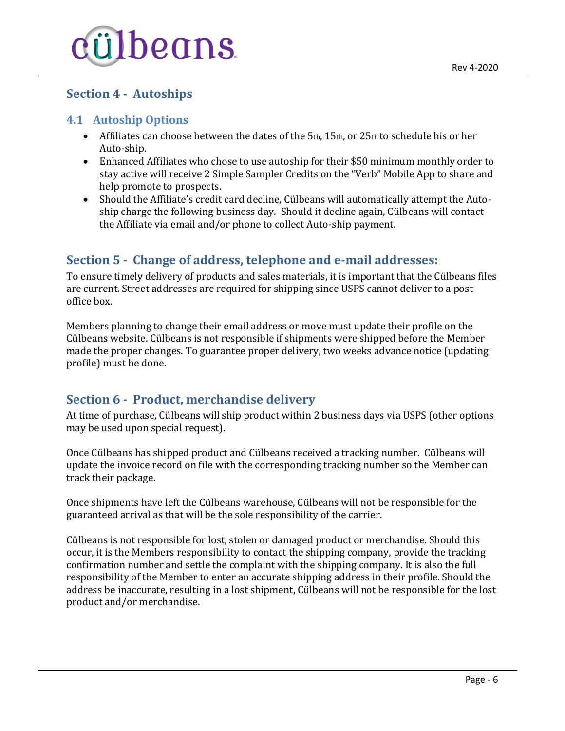## Section 4 - Autoships

### 4.1 Autoship Options

- Affiliates can choose between the dates of the 5th, 15th, or 25th to schedule his or her Auto-ship.
- Enhanced Affiliates who chose to use autoship for their $50 minimum monthly order to stay active will receive 2 Simple Sampler Credits on the "Verb" Mobile App to share and help promote to prospects.
- Should the Affiliate's credit card decline, Cülbeans will automatically attempt the Auto-ship charge the following business day. Should it decline again, Cülbeans will contact the Affiliate via email and/or phone to collect Auto-ship payment.

## Section 5 - Change of address, telephone and e-mail addresses:

To ensure timely delivery of products and sales materials, it is important that the Cülbeans files are current. Street addresses are required for shipping since USPS cannot deliver to a post office box.

Members planning to change their email address or move must update their profile on the Cülbeans website. Cülbeans is not responsible if shipments were shipped before the Member made the proper changes. To guarantee proper delivery, two weeks advance notice (updating profile) must be done.

## Section 6 - Product, merchandise delivery

At time of purchase, Cülbeans will ship product within 2 business days via USPS (other options may be used upon special request).

Once Cülbeans has shipped product and Cülbeans received a tracking number. Cülbeans will update the invoice record on file with the corresponding tracking number so the Member can track their package.

Once shipments have left the Cülbeans warehouse, Cülbeans will not be responsible for the guaranteed arrival as that will be the sole responsibility of the carrier.

Cülbeans is not responsible for lost, stolen or damaged product or merchandise. Should this occur, it is the Members responsibility to contact the shipping company, provide the tracking confirmation number and settle the complaint with the shipping company. It is also the full responsibility of the Member to enter an accurate shipping address in their profile. Should the address be inaccurate, resulting in a lost shipment, Cülbeans will not be responsible for the lost product and/or merchandise.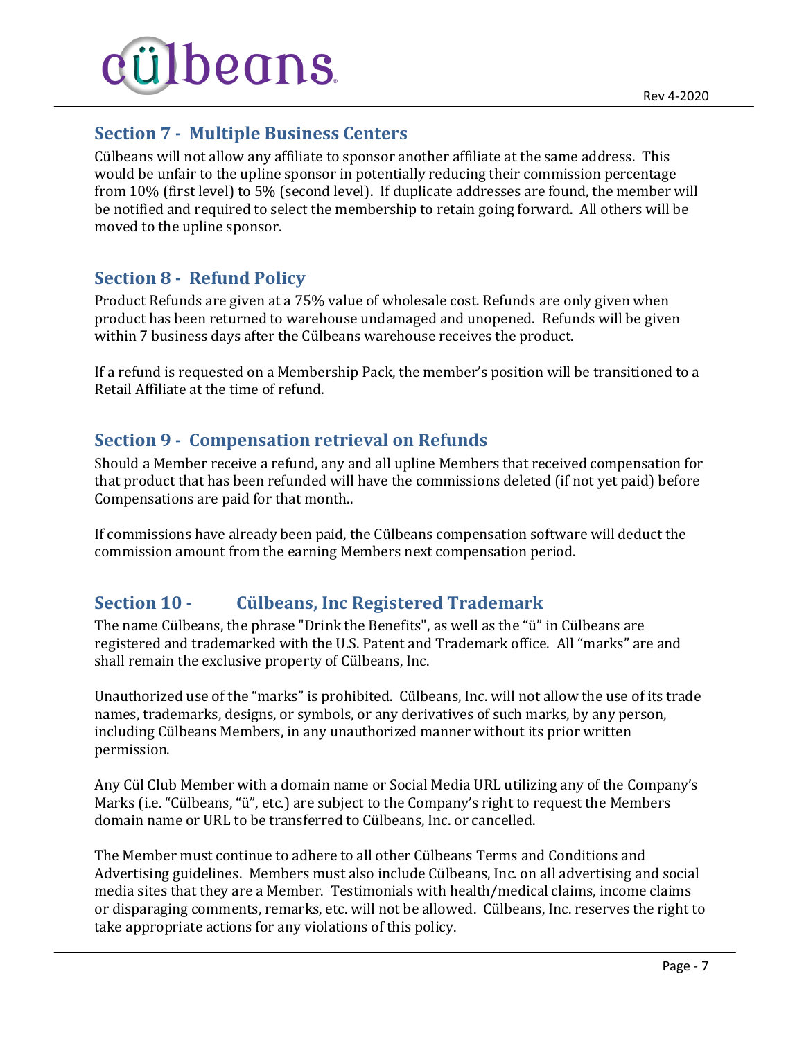## Section 7 - Multiple Business Centers

Cülbeans will not allow any affiliate to sponsor another affiliate at the same address. This would be unfair to the upline sponsor in potentially reducing their commission percentage from 10% (first level) to 5% (second level). If duplicate addresses are found, the member will be notified and required to select the membership to retain going forward. All others will be moved to the upline sponsor.

## Section 8 - Refund Policy

Product Refunds are given at a 75% value of wholesale cost. Refunds are only given when product has been returned to warehouse undamaged and unopened. Refunds will be given within 7 business days after the Cülbeans warehouse receives the product.

If a refund is requested on a Membership Pack, the member's position will be transitioned to a Retail Affiliate at the time of refund.

## Section 9 - Compensation retrieval on Refunds

Should a Member receive a refund, any and all upline Members that received compensation for that product that has been refunded will have the commissions deleted (if not yet paid) before Compensations are paid for that month..

If commissions have already been paid, the Cülbeans compensation software will deduct the commission amount from the earning Members next compensation period.

## Section 10 - Cülbeans, Inc Registered Trademark

The name Cülbeans, the phrase "Drink the Benefits", as well as the "ü" in Cülbeans are registered and trademarked with the U.S. Patent and Trademark office. All "marks" are and shall remain the exclusive property of Cülbeans, Inc.

Unauthorized use of the "marks" is prohibited. Cülbeans, Inc. will not allow the use of its trade names, trademarks, designs, or symbols, or any derivatives of such marks, by any person, including Cülbeans Members, in any unauthorized manner without its prior written permission.

Any Cül Club Member with a domain name or Social Media URL utilizing any of the Company's Marks (i.e. "Cülbeans, "ü", etc.) are subject to the Company's right to request the Members domain name or URL to be transferred to Cülbeans, Inc. or cancelled.

The Member must continue to adhere to all other Cülbeans Terms and Conditions and Advertising guidelines. Members must also include Cülbeans, Inc. on all advertising and social media sites that they are a Member. Testimonials with health/medical claims, income claims or disparaging comments, remarks, etc. will not be allowed. Cülbeans, Inc. reserves the right to take appropriate actions for any violations of this policy.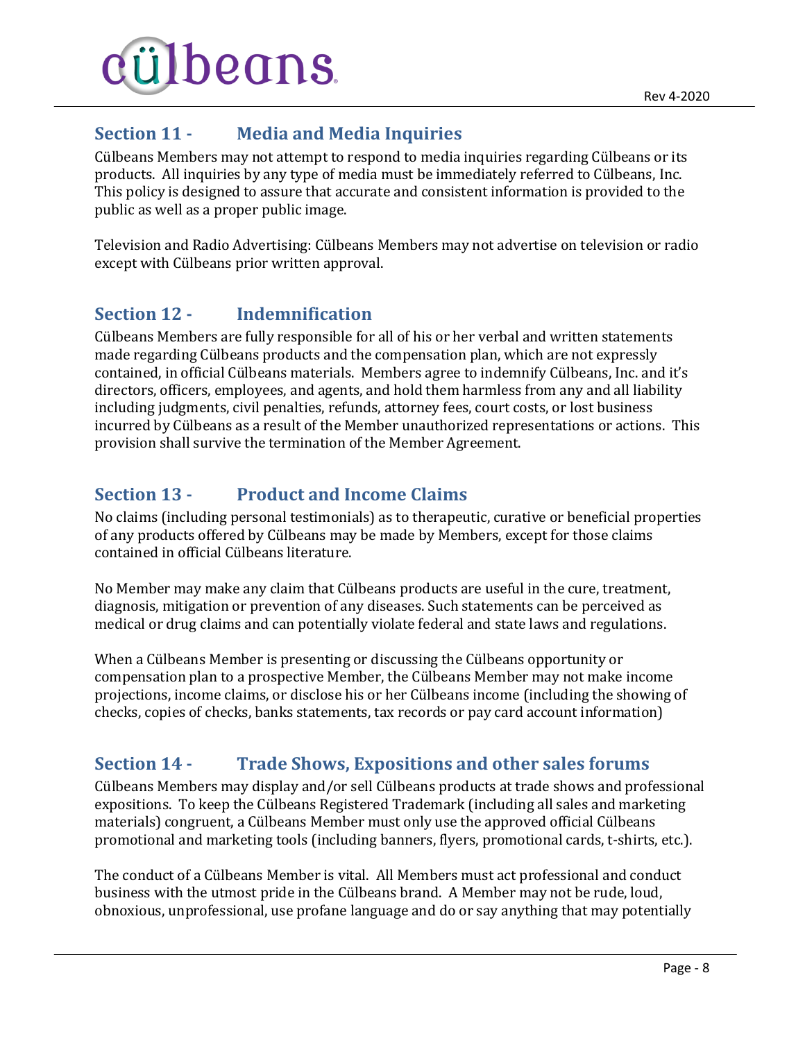## Section 11 - Media and Media Inquiries

Cülbeans Members may not attempt to respond to media inquiries regarding Cülbeans or its products. All inquiries by any type of media must be immediately referred to Cülbeans, Inc. This policy is designed to assure that accurate and consistent information is provided to the public as well as a proper public image.

Television and Radio Advertising: Cülbeans Members may not advertise on television or radio except with Cülbeans prior written approval.

## Section 12 - Indemnification

Cülbeans Members are fully responsible for all of his or her verbal and written statements made regarding Cülbeans products and the compensation plan, which are not expressly contained, in official Cülbeans materials. Members agree to indemnify Cülbeans, Inc. and it's directors, officers, employees, and agents, and hold them harmless from any and all liability including judgments, civil penalties, refunds, attorney fees, court costs, or lost business incurred by Cülbeans as a result of the Member unauthorized representations or actions. This provision shall survive the termination of the Member Agreement.

## Section 13 - Product and Income Claims

No claims (including personal testimonials) as to therapeutic, curative or beneficial properties of any products offered by Cülbeans may be made by Members, except for those claims contained in official Cülbeans literature.

No Member may make any claim that Cülbeans products are useful in the cure, treatment, diagnosis, mitigation or prevention of any diseases. Such statements can be perceived as medical or drug claims and can potentially violate federal and state laws and regulations.

When a Cülbeans Member is presenting or discussing the Cülbeans opportunity or compensation plan to a prospective Member, the Cülbeans Member may not make income projections, income claims, or disclose his or her Cülbeans income (including the showing of checks, copies of checks, banks statements, tax records or pay card account information)

## Section 14 - Trade Shows, Expositions and other sales forums

Cülbeans Members may display and/or sell Cülbeans products at trade shows and professional expositions. To keep the Cülbeans Registered Trademark (including all sales and marketing materials) congruent, a Cülbeans Member must only use the approved official Cülbeans promotional and marketing tools (including banners, flyers, promotional cards, t-shirts, etc.).

The conduct of a Cülbeans Member is vital. All Members must act professional and conduct business with the utmost pride in the Cülbeans brand. A Member may not be rude, loud, obnoxious, unprofessional, use profane language and do or say anything that may potentially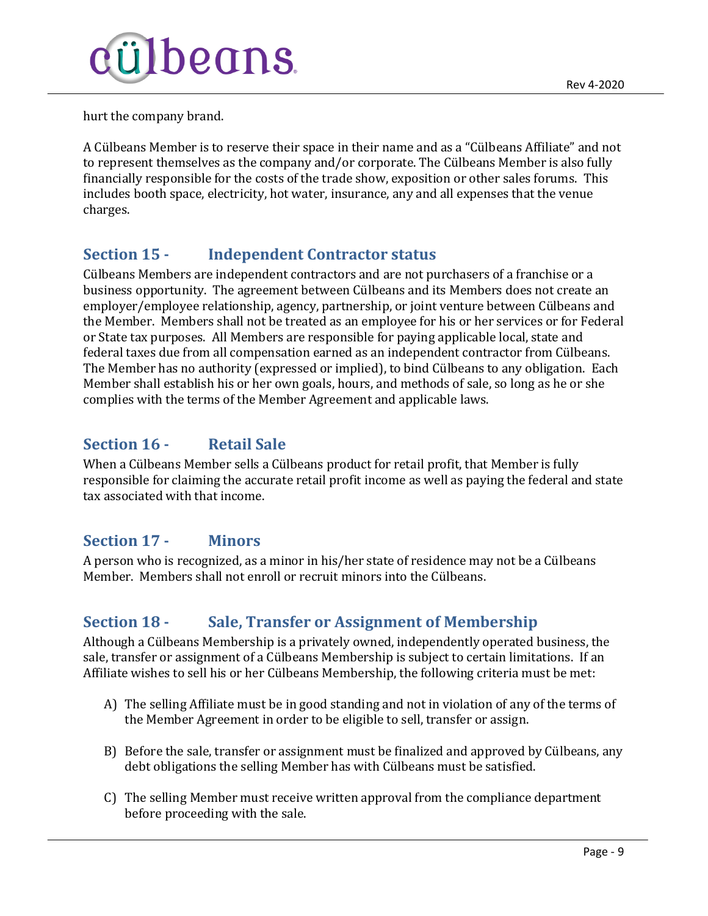hurt the company brand.

A Cülbeans Member is to reserve their space in their name and as a "Cülbeans Affiliate" and not to represent themselves as the company and/or corporate. The Cülbeans Member is also fully financially responsible for the costs of the trade show, exposition or other sales forums. This includes booth space, electricity, hot water, insurance, any and all expenses that the venue charges.

## Section 15 - Independent Contractor status

Cülbeans Members are independent contractors and are not purchasers of a franchise or a business opportunity. The agreement between Cülbeans and its Members does not create an employer/employee relationship, agency, partnership, or joint venture between Cülbeans and the Member. Members shall not be treated as an employee for his or her services or for Federal or State tax purposes. All Members are responsible for paying applicable local, state and federal taxes due from all compensation earned as an independent contractor from Cülbeans. The Member has no authority (expressed or implied), to bind Cülbeans to any obligation. Each Member shall establish his or her own goals, hours, and methods of sale, so long as he or she complies with the terms of the Member Agreement and applicable laws.

## Section 16 - Retail Sale

When a Cülbeans Member sells a Cülbeans product for retail profit, that Member is fully responsible for claiming the accurate retail profit income as well as paying the federal and state tax associated with that income.

## Section 17 - Minors

A person who is recognized, as a minor in his/her state of residence may not be a Cülbeans Member. Members shall not enroll or recruit minors into the Cülbeans.

## Section 18 - Sale, Transfer or Assignment of Membership

Although a Cülbeans Membership is a privately owned, independently operated business, the sale, transfer or assignment of a Cülbeans Membership is subject to certain limitations. If an Affiliate wishes to sell his or her Cülbeans Membership, the following criteria must be met:

A) The selling Affiliate must be in good standing and not in violation of any of the terms of the Member Agreement in order to be eligible to sell, transfer or assign.

B) Before the sale, transfer or assignment must be finalized and approved by Cülbeans, any debt obligations the selling Member has with Cülbeans must be satisfied.

C) The selling Member must receive written approval from the compliance department before proceeding with the sale.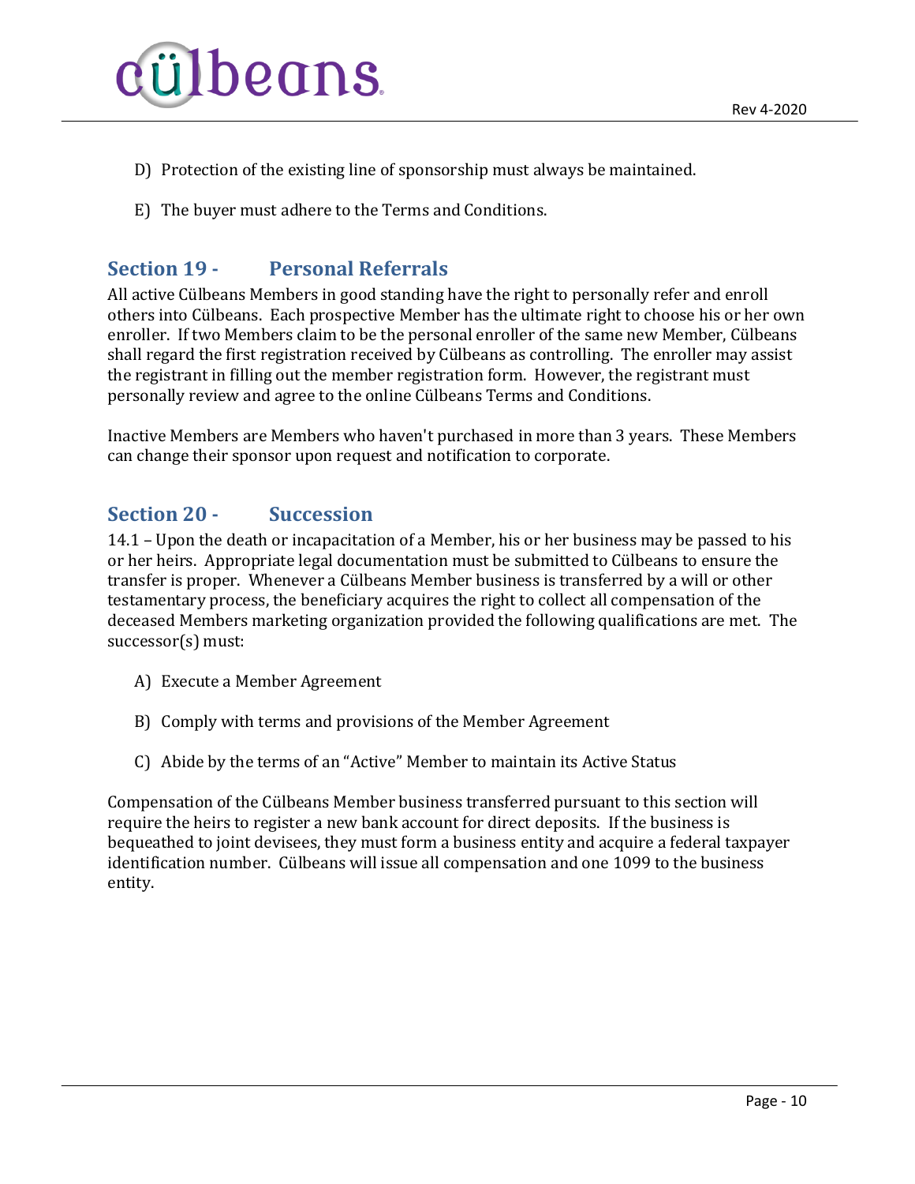D) Protection of the existing line of sponsorship must always be maintained.

E) The buyer must adhere to the Terms and Conditions.

## Section 19 - Personal Referrals

All active Cülbeans Members in good standing have the right to personally refer and enroll others into Cülbeans. Each prospective Member has the ultimate right to choose his or her own enroller. If two Members claim to be the personal enroller of the same new Member, Cülbeans shall regard the first registration received by Cülbeans as controlling. The enroller may assist the registrant in filling out the member registration form. However, the registrant must personally review and agree to the online Cülbeans Terms and Conditions.

Inactive Members are Members who haven't purchased in more than 3 years. These Members can change their sponsor upon request and notification to corporate.

## Section 20 - Succession

14.1 – Upon the death or incapacitation of a Member, his or her business may be passed to his or her heirs. Appropriate legal documentation must be submitted to Cülbeans to ensure the transfer is proper. Whenever a Cülbeans Member business is transferred by a will or other testamentary process, the beneficiary acquires the right to collect all compensation of the deceased Members marketing organization provided the following qualifications are met. The successor(s) must:

A) Execute a Member Agreement

B) Comply with terms and provisions of the Member Agreement

C) Abide by the terms of an "Active" Member to maintain its Active Status

Compensation of the Cülbeans Member business transferred pursuant to this section will require the heirs to register a new bank account for direct deposits. If the business is bequeathed to joint devisees, they must form a business entity and acquire a federal taxpayer identification number. Cülbeans will issue all compensation and one 1099 to the business entity.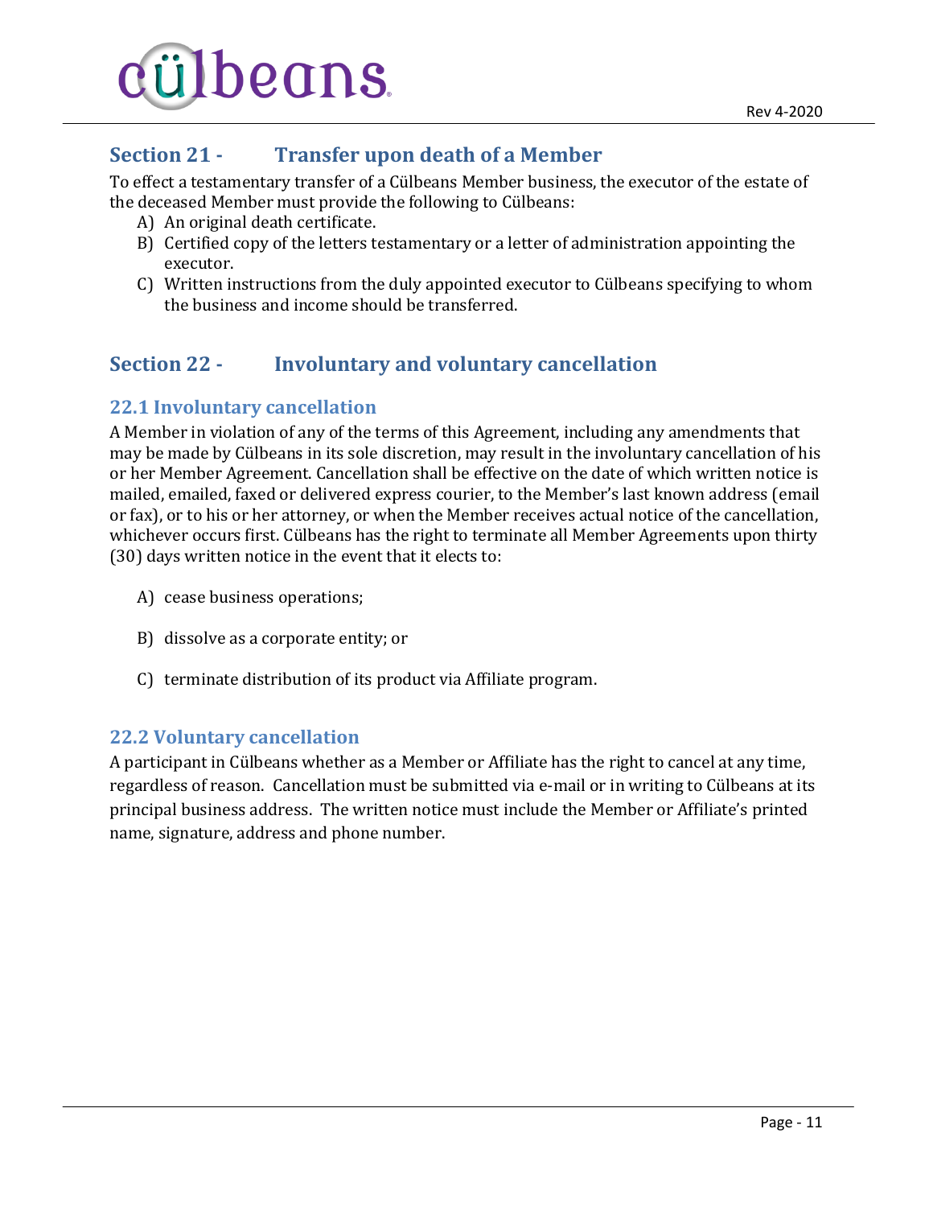## Section 21 - Transfer upon death of a Member

To effect a testamentary transfer of a Cülbeans Member business, the executor of the estate of the deceased Member must provide the following to Cülbeans:

A) An original death certificate.
B) Certified copy of the letters testamentary or a letter of administration appointing the executor.
C) Written instructions from the duly appointed executor to Cülbeans specifying to whom the business and income should be transferred.

## Section 22 - Involuntary and voluntary cancellation

### 22.1 Involuntary cancellation

A Member in violation of any of the terms of this Agreement, including any amendments that may be made by Cülbeans in its sole discretion, may result in the involuntary cancellation of his or her Member Agreement. Cancellation shall be effective on the date of which written notice is mailed, emailed, faxed or delivered express courier, to the Member's last known address (email or fax), or to his or her attorney, or when the Member receives actual notice of the cancellation, whichever occurs first. Cülbeans has the right to terminate all Member Agreements upon thirty (30) days written notice in the event that it elects to:

A) cease business operations;

B) dissolve as a corporate entity; or

C) terminate distribution of its product via Affiliate program.

### 22.2 Voluntary cancellation

A participant in Cülbeans whether as a Member or Affiliate has the right to cancel at any time, regardless of reason. Cancellation must be submitted via e-mail or in writing to Cülbeans at its principal business address. The written notice must include the Member or Affiliate's printed name, signature, address and phone number.